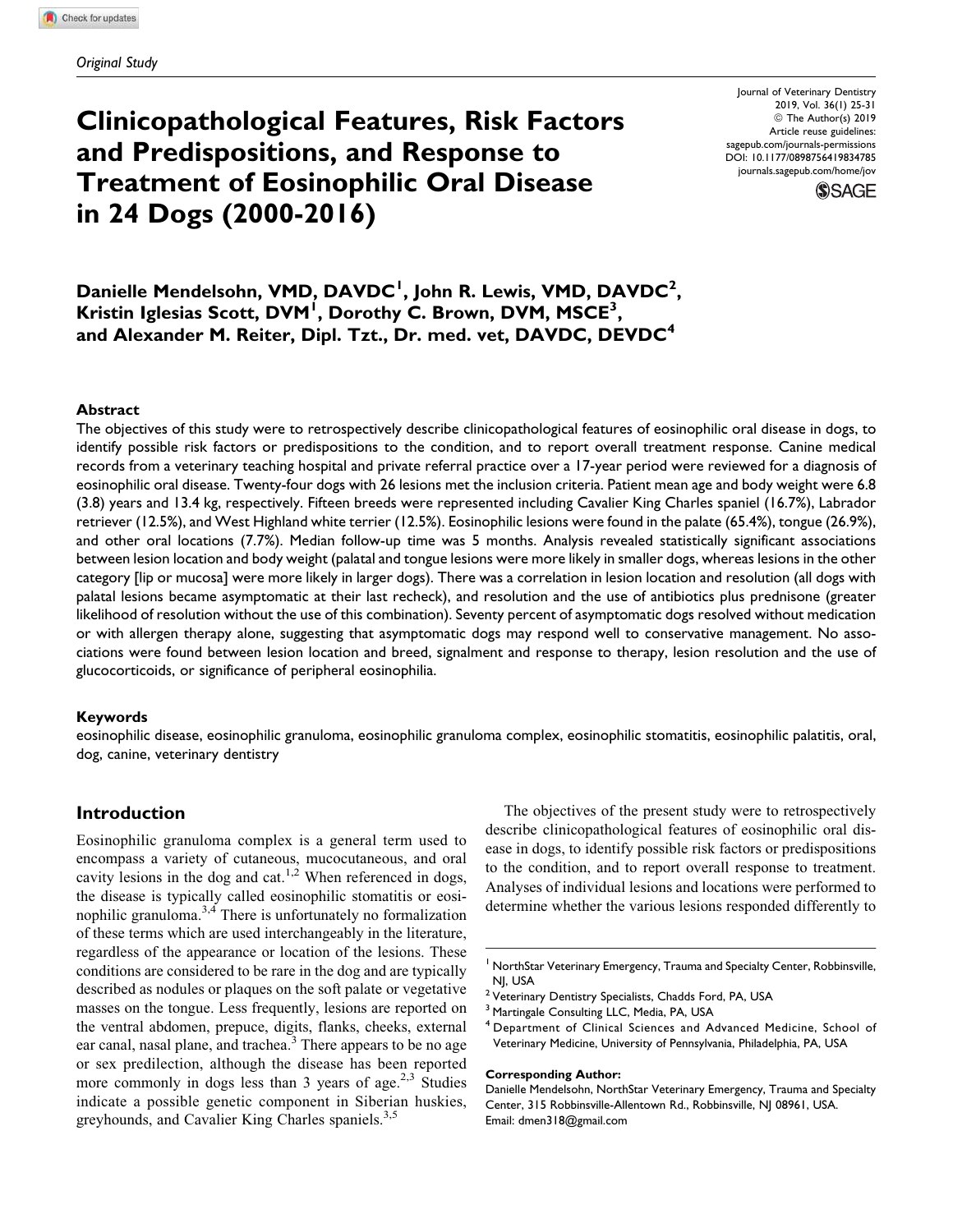*Original Study*

# Clinicopathological Features, Risk Factors and Predispositions, and Response to Treatment of Eosinophilic Oral Disease in 24 Dogs (2000-2016)

Journal of Veterinary Dentistry
2019, Vol. 36(1) 25-31
© The Author(s) 2019
Article reuse guidelines:
sagepub.com/journals-permissions
DOI: 10.1177/0898756419834785
journals.sagepub.com/home/jov

**Danielle Mendelsohn, VMD, DAVDC[1], John R. Lewis, VMD, DAVDC[2], Kristin Iglesias Scott, DVM[1], Dorothy C. Brown, DVM, MSCE[3], and Alexander M. Reiter, Dipl. Tzt., Dr. med. vet, DAVDC, DEVDC[4]**

## Abstract

The objectives of this study were to retrospectively describe clinicopathological features of eosinophilic oral disease in dogs, to identify possible risk factors or predispositions to the condition, and to report overall treatment response. Canine medical records from a veterinary teaching hospital and private referral practice over a 17-year period were reviewed for a diagnosis of eosinophilic oral disease. Twenty-four dogs with 26 lesions met the inclusion criteria. Patient mean age and body weight were 6.8 (3.8) years and 13.4 kg, respectively. Fifteen breeds were represented including Cavalier King Charles spaniel (16.7%), Labrador retriever (12.5%), and West Highland white terrier (12.5%). Eosinophilic lesions were found in the palate (65.4%), tongue (26.9%), and other oral locations (7.7%). Median follow-up time was 5 months. Analysis revealed statistically significant associations between lesion location and body weight (palatal and tongue lesions were more likely in smaller dogs, whereas lesions in the other category [lip or mucosa] were more likely in larger dogs). There was a correlation in lesion location and resolution (all dogs with palatal lesions became asymptomatic at their last recheck), and resolution and the use of antibiotics plus prednisone (greater likelihood of resolution without the use of this combination). Seventy percent of asymptomatic dogs resolved without medication or with allergen therapy alone, suggesting that asymptomatic dogs may respond well to conservative management. No associations were found between lesion location and breed, signalment and response to therapy, lesion resolution and the use of glucocorticoids, or significance of peripheral eosinophilia.

### Keywords

eosinophilic disease, eosinophilic granuloma, eosinophilic granuloma complex, eosinophilic stomatitis, eosinophilic palatitis, oral, dog, canine, veterinary dentistry

## Introduction

Eosinophilic granuloma complex is a general term used to encompass a variety of cutaneous, mucocutaneous, and oral cavity lesions in the dog and cat.[1,2] When referenced in dogs, the disease is typically called eosinophilic stomatitis or eosinophilic granuloma.[3,4] There is unfortunately no formalization of these terms which are used interchangeably in the literature, regardless of the appearance or location of the lesions. These conditions are considered to be rare in the dog and are typically described as nodules or plaques on the soft palate or vegetative masses on the tongue. Less frequently, lesions are reported on the ventral abdomen, prepuce, digits, flanks, cheeks, external ear canal, nasal plane, and trachea.[3] There appears to be no age or sex predilection, although the disease has been reported more commonly in dogs less than 3 years of age.[2,3] Studies indicate a possible genetic component in Siberian huskies, greyhounds, and Cavalier King Charles spaniels.[3,5]

The objectives of the present study were to retrospectively describe clinicopathological features of eosinophilic oral disease in dogs, to identify possible risk factors or predispositions to the condition, and to report overall response to treatment. Analyses of individual lesions and locations were performed to determine whether the various lesions responded differently to

---

[1] NorthStar Veterinary Emergency, Trauma and Specialty Center, Robbinsville, NJ, USA
[2] Veterinary Dentistry Specialists, Chadds Ford, PA, USA
[3] Martingale Consulting LLC, Media, PA, USA
[4] Department of Clinical Sciences and Advanced Medicine, School of Veterinary Medicine, University of Pennsylvania, Philadelphia, PA, USA

**Corresponding Author:**
Danielle Mendelsohn, NorthStar Veterinary Emergency, Trauma and Specialty Center, 315 Robbinsville-Allentown Rd., Robbinsville, NJ 08961, USA.
Email: dmen318@gmail.com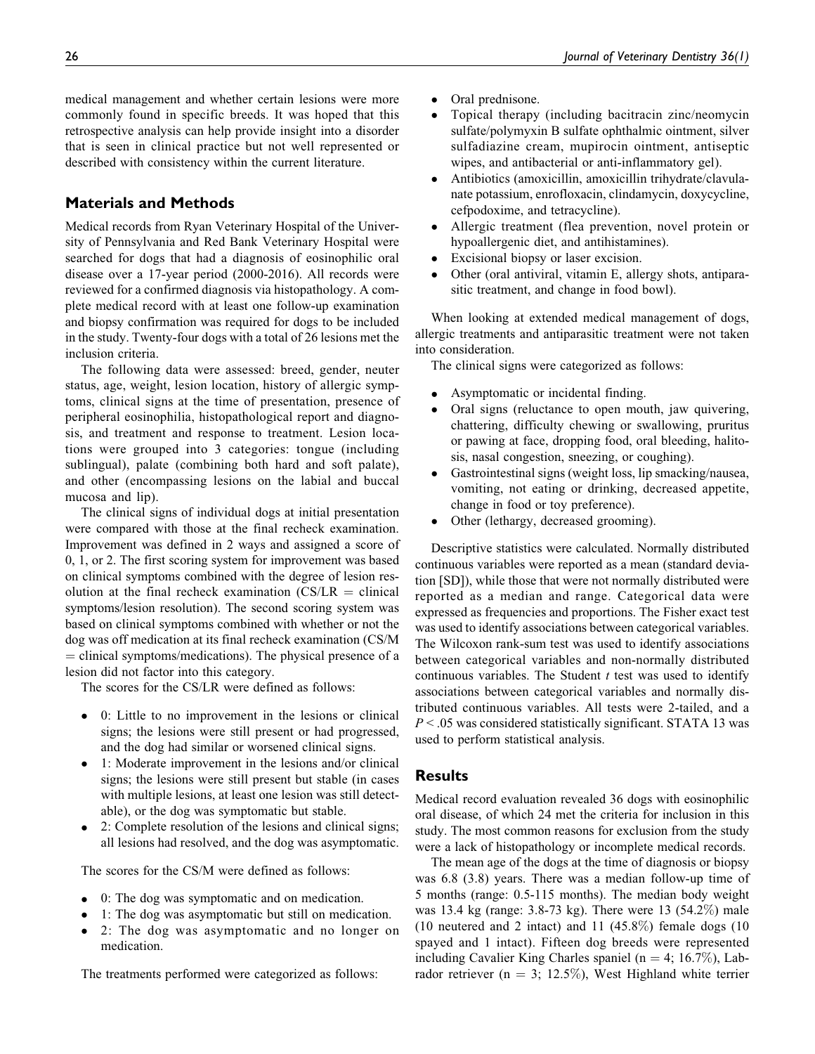medical management and whether certain lesions were more commonly found in specific breeds. It was hoped that this retrospective analysis can help provide insight into a disorder that is seen in clinical practice but not well represented or described with consistency within the current literature.

## Materials and Methods

Medical records from Ryan Veterinary Hospital of the University of Pennsylvania and Red Bank Veterinary Hospital were searched for dogs that had a diagnosis of eosinophilic oral disease over a 17-year period (2000-2016). All records were reviewed for a confirmed diagnosis via histopathology. A complete medical record with at least one follow-up examination and biopsy confirmation was required for dogs to be included in the study. Twenty-four dogs with a total of 26 lesions met the inclusion criteria.

The following data were assessed: breed, gender, neuter status, age, weight, lesion location, history of allergic symptoms, clinical signs at the time of presentation, presence of peripheral eosinophilia, histopathological report and diagnosis, and treatment and response to treatment. Lesion locations were grouped into 3 categories: tongue (including sublingual), palate (combining both hard and soft palate), and other (encompassing lesions on the labial and buccal mucosa and lip).

The clinical signs of individual dogs at initial presentation were compared with those at the final recheck examination. Improvement was defined in 2 ways and assigned a score of 0, 1, or 2. The first scoring system for improvement was based on clinical symptoms combined with the degree of lesion resolution at the final recheck examination (CS/LR = clinical symptoms/lesion resolution). The second scoring system was based on clinical symptoms combined with whether or not the dog was off medication at its final recheck examination (CS/M = clinical symptoms/medications). The physical presence of a lesion did not factor into this category.

The scores for the CS/LR were defined as follows:

- 0: Little to no improvement in the lesions or clinical signs; the lesions were still present or had progressed, and the dog had similar or worsened clinical signs.
- 1: Moderate improvement in the lesions and/or clinical signs; the lesions were still present but stable (in cases with multiple lesions, at least one lesion was still detectable), or the dog was symptomatic but stable.
- 2: Complete resolution of the lesions and clinical signs; all lesions had resolved, and the dog was asymptomatic.

The scores for the CS/M were defined as follows:

- 0: The dog was symptomatic and on medication.
- 1: The dog was asymptomatic but still on medication.
- 2: The dog was asymptomatic and no longer on medication.

The treatments performed were categorized as follows:

- Oral prednisone.
- Topical therapy (including bacitracin zinc/neomycin sulfate/polymyxin B sulfate ophthalmic ointment, silver sulfadiazine cream, mupirocin ointment, antiseptic wipes, and antibacterial or anti-inflammatory gel).
- Antibiotics (amoxicillin, amoxicillin trihydrate/clavulanate potassium, enrofloxacin, clindamycin, doxycycline, cefpodoxime, and tetracycline).
- Allergic treatment (flea prevention, novel protein or hypoallergenic diet, and antihistamines).
- Excisional biopsy or laser excision.
- Other (oral antiviral, vitamin E, allergy shots, antiparasitic treatment, and change in food bowl).

When looking at extended medical management of dogs, allergic treatments and antiparasitic treatment were not taken into consideration.

The clinical signs were categorized as follows:

- Asymptomatic or incidental finding.
- Oral signs (reluctance to open mouth, jaw quivering, chattering, difficulty chewing or swallowing, pruritus or pawing at face, dropping food, oral bleeding, halitosis, nasal congestion, sneezing, or coughing).
- Gastrointestinal signs (weight loss, lip smacking/nausea, vomiting, not eating or drinking, decreased appetite, change in food or toy preference).
- Other (lethargy, decreased grooming).

Descriptive statistics were calculated. Normally distributed continuous variables were reported as a mean (standard deviation [SD]), while those that were not normally distributed were reported as a median and range. Categorical data were expressed as frequencies and proportions. The Fisher exact test was used to identify associations between categorical variables. The Wilcoxon rank-sum test was used to identify associations between categorical variables and non-normally distributed continuous variables. The Student $t$ test was used to identify associations between categorical variables and normally distributed continuous variables. All tests were 2-tailed, and a $P < .05$ was considered statistically significant. STATA 13 was used to perform statistical analysis.

## Results

Medical record evaluation revealed 36 dogs with eosinophilic oral disease, of which 24 met the criteria for inclusion in this study. The most common reasons for exclusion from the study were a lack of histopathology or incomplete medical records.

The mean age of the dogs at the time of diagnosis or biopsy was 6.8 (3.8) years. There was a median follow-up time of 5 months (range: 0.5-115 months). The median body weight was 13.4 kg (range: 3.8-73 kg). There were 13 (54.2%) male (10 neutered and 2 intact) and 11 (45.8%) female dogs (10 spayed and 1 intact). Fifteen dog breeds were represented including Cavalier King Charles spaniel (n = 4; 16.7%), Labrador retriever (n = 3; 12.5%), West Highland white terrier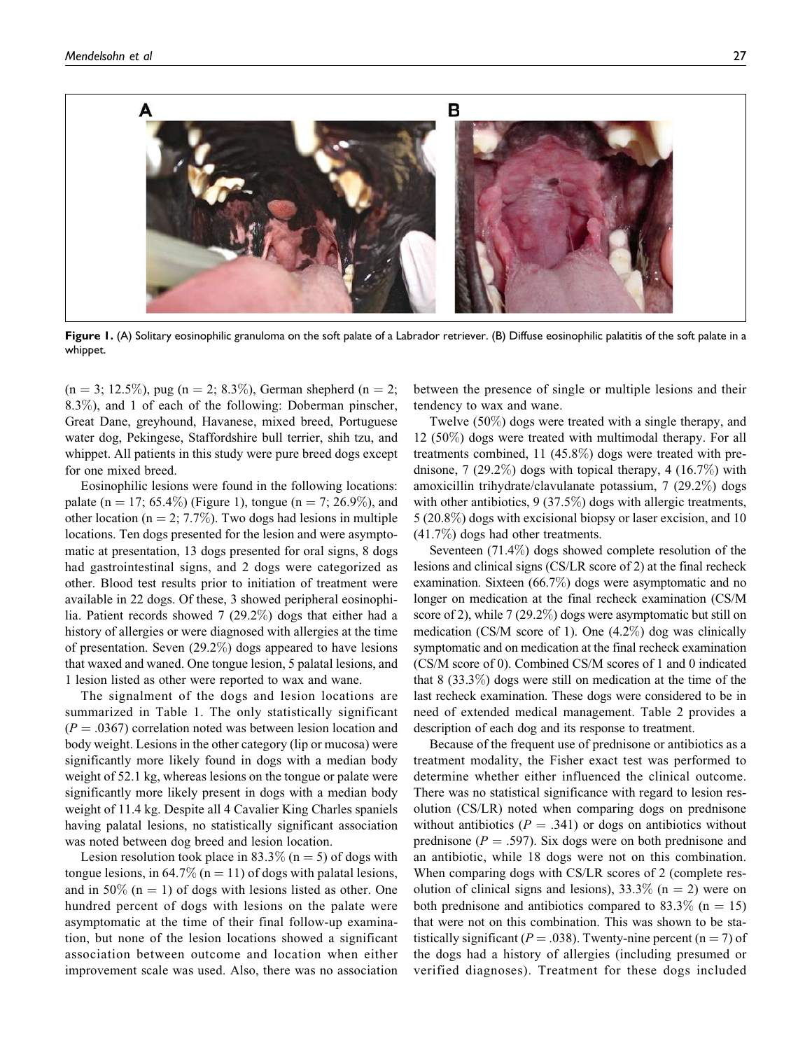**Figure 1.** (A) Solitary eosinophilic granuloma on the soft palate of a Labrador retriever. (B) Diffuse eosinophilic palatitis of the soft palate in a whippet.

(n = 3; 12.5%), pug (n = 2; 8.3%), German shepherd (n = 2; 8.3%), and 1 of each of the following: Doberman pinscher, Great Dane, greyhound, Havanese, mixed breed, Portuguese water dog, Pekingese, Staffordshire bull terrier, shih tzu, and whippet. All patients in this study were pure breed dogs except for one mixed breed.

Eosinophilic lesions were found in the following locations: palate (n = 17; 65.4%) (Figure 1), tongue (n = 7; 26.9%), and other location (n = 2; 7.7%). Two dogs had lesions in multiple locations. Ten dogs presented for the lesion and were asymptomatic at presentation, 13 dogs presented for oral signs, 8 dogs had gastrointestinal signs, and 2 dogs were categorized as other. Blood test results prior to initiation of treatment were available in 22 dogs. Of these, 3 showed peripheral eosinophilia. Patient records showed 7 (29.2%) dogs that either had a history of allergies or were diagnosed with allergies at the time of presentation. Seven (29.2%) dogs appeared to have lesions that waxed and waned. One tongue lesion, 5 palatal lesions, and 1 lesion listed as other were reported to wax and wane.

The signalment of the dogs and lesion locations are summarized in Table 1. The only statistically significant ($P = .0367$) correlation noted was between lesion location and body weight. Lesions in the other category (lip or mucosa) were significantly more likely found in dogs with a median body weight of 52.1 kg, whereas lesions on the tongue or palate were significantly more likely present in dogs with a median body weight of 11.4 kg. Despite all 4 Cavalier King Charles spaniels having palatal lesions, no statistically significant association was noted between dog breed and lesion location.

Lesion resolution took place in 83.3% (n = 5) of dogs with tongue lesions, in 64.7% (n = 11) of dogs with palatal lesions, and in 50% (n = 1) of dogs with lesions listed as other. One hundred percent of dogs with lesions on the palate were asymptomatic at the time of their final follow-up examination, but none of the lesion locations showed a significant association between outcome and location when either improvement scale was used. Also, there was no association between the presence of single or multiple lesions and their tendency to wax and wane.

Twelve (50%) dogs were treated with a single therapy, and 12 (50%) dogs were treated with multimodal therapy. For all treatments combined, 11 (45.8%) dogs were treated with prednisone, 7 (29.2%) dogs with topical therapy, 4 (16.7%) with amoxicillin trihydrate/clavulanate potassium, 7 (29.2%) dogs with other antibiotics, 9 (37.5%) dogs with allergic treatments, 5 (20.8%) dogs with excisional biopsy or laser excision, and 10 (41.7%) dogs had other treatments.

Seventeen (71.4%) dogs showed complete resolution of the lesions and clinical signs (CS/LR score of 2) at the final recheck examination. Sixteen (66.7%) dogs were asymptomatic and no longer on medication at the final recheck examination (CS/M score of 2), while 7 (29.2%) dogs were asymptomatic but still on medication (CS/M score of 1). One (4.2%) dog was clinically symptomatic and on medication at the final recheck examination (CS/M score of 0). Combined CS/M scores of 1 and 0 indicated that 8 (33.3%) dogs were still on medication at the time of the last recheck examination. These dogs were considered to be in need of extended medical management. Table 2 provides a description of each dog and its response to treatment.

Because of the frequent use of prednisone or antibiotics as a treatment modality, the Fisher exact test was performed to determine whether either influenced the clinical outcome. There was no statistical significance with regard to lesion resolution (CS/LR) noted when comparing dogs on prednisone without antibiotics ($P = .341$) or dogs on antibiotics without prednisone ($P = .597$). Six dogs were on both prednisone and an antibiotic, while 18 dogs were not on this combination. When comparing dogs with CS/LR scores of 2 (complete resolution of clinical signs and lesions), 33.3% (n = 2) were on both prednisone and antibiotics compared to 83.3% (n = 15) that were not on this combination. This was shown to be statistically significant ($P = .038$). Twenty-nine percent (n = 7) of the dogs had a history of allergies (including presumed or verified diagnoses). Treatment for these dogs included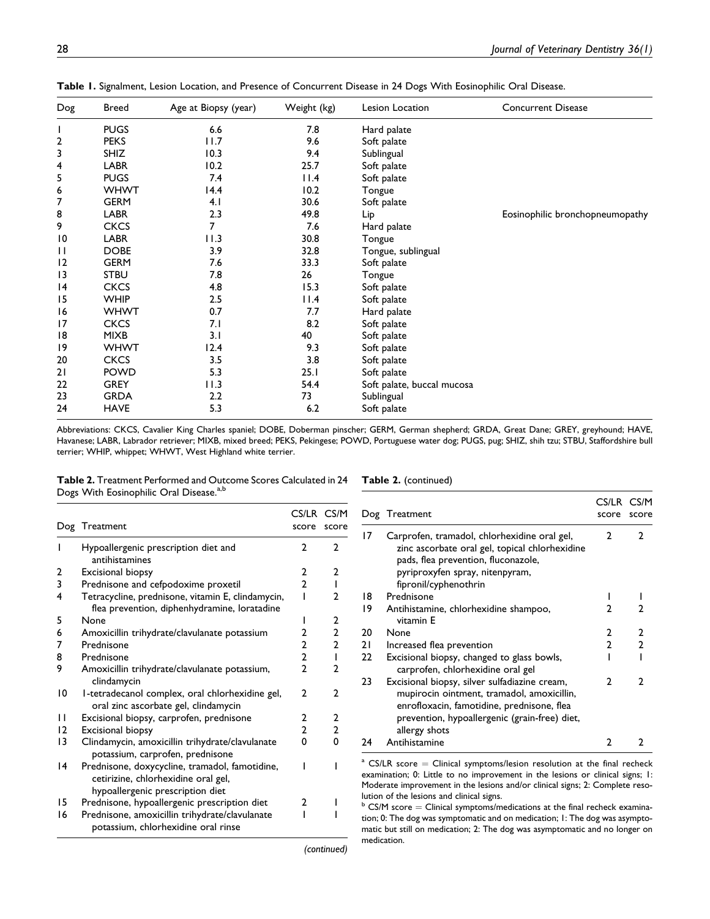**Table 1.** Signalment, Lesion Location, and Presence of Concurrent Disease in 24 Dogs With Eosinophilic Oral Disease.

| Dog | Breed | Age at Biopsy (year) | Weight (kg) | Lesion Location | Concurrent Disease |
|---|---|---|---|---|---|
| 1 | PUGS | 6.6 | 7.8 | Hard palate | |
| 2 | PEKS | 11.7 | 9.6 | Soft palate | |
| 3 | SHIZ | 10.3 | 9.4 | Sublingual | |
| 4 | LABR | 10.2 | 25.7 | Soft palate | |
| 5 | PUGS | 7.4 | 11.4 | Soft palate | |
| 6 | WHWT | 14.4 | 10.2 | Tongue | |
| 7 | GERM | 4.1 | 30.6 | Soft palate | |
| 8 | LABR | 2.3 | 49.8 | Lip | Eosinophilic bronchopneumopathy |
| 9 | CKCS | 7 | 7.6 | Hard palate | |
| 10 | LABR | 11.3 | 30.8 | Tongue | |
| 11 | DOBE | 3.9 | 32.8 | Tongue, sublingual | |
| 12 | GERM | 7.6 | 33.3 | Soft palate | |
| 13 | STBU | 7.8 | 26 | Tongue | |
| 14 | CKCS | 4.8 | 15.3 | Soft palate | |
| 15 | WHIP | 2.5 | 11.4 | Soft palate | |
| 16 | WHWT | 0.7 | 7.7 | Hard palate | |
| 17 | CKCS | 7.1 | 8.2 | Soft palate | |
| 18 | MIXB | 3.1 | 40 | Soft palate | |
| 19 | WHWT | 12.4 | 9.3 | Soft palate | |
| 20 | CKCS | 3.5 | 3.8 | Soft palate | |
| 21 | POWD | 5.3 | 25.1 | Soft palate | |
| 22 | GREY | 11.3 | 54.4 | Soft palate, buccal mucosa | |
| 23 | GRDA | 2.2 | 73 | Sublingual | |
| 24 | HAVE | 5.3 | 6.2 | Soft palate | |

Abbreviations: CKCS, Cavalier King Charles spaniel; DOBE, Doberman pinscher; GERM, German shepherd; GRDA, Great Dane; GREY, greyhound; HAVE, Havanese; LABR, Labrador retriever; MIXB, mixed breed; PEKS, Pekingese; POWD, Portuguese water dog; PUGS, pug; SHIZ, shih tzu; STBU, Staffordshire bull terrier; WHIP, whippet; WHWT, West Highland white terrier.

**Table 2.** Treatment Performed and Outcome Scores Calculated in 24 Dogs With Eosinophilic Oral Disease.[a,b]

| Dog | Treatment | CS/LR score | CS/M score |
|---|---|---|---|
| 1 | Hypoallergenic prescription diet and antihistamines | 2 | 2 |
| 2 | Excisional biopsy | 2 | 2 |
| 3 | Prednisone and cefpodoxime proxetil | 2 | 1 |
| 4 | Tetracycline, prednisone, vitamin E, clindamycin, flea prevention, diphenhydramine, loratadine | 1 | 2 |
| 5 | None | 1 | 2 |
| 6 | Amoxicillin trihydrate/clavulanate potassium | 2 | 2 |
| 7 | Prednisone | 2 | 2 |
| 8 | Prednisone | 2 | 1 |
| 9 | Amoxicillin trihydrate/clavulanate potassium, clindamycin | 2 | 2 |
| 10 | 1-tetradecanol complex, oral chlorhexidine gel, oral zinc ascorbate gel, clindamycin | 2 | 2 |
| 11 | Excisional biopsy, carprofen, prednisone | 2 | 2 |
| 12 | Excisional biopsy | 2 | 2 |
| 13 | Clindamycin, amoxicillin trihydrate/clavulanate potassium, carprofen, prednisone | 0 | 0 |
| 14 | Prednisone, doxycycline, tramadol, famotidine, cetirizine, chlorhexidine oral gel, hypoallergenic prescription diet | 1 | 1 |
| 15 | Prednisone, hypoallergenic prescription diet | 2 | 1 |
| 16 | Prednisone, amoxicillin trihydrate/clavulanate potassium, chlorhexidine oral rinse | 1 | 1 |
| 17 | Carprofen, tramadol, chlorhexidine oral gel, zinc ascorbate oral gel, topical chlorhexidine pads, flea prevention, fluconazole, pyriproxyfen spray, nitenpyram, fipronil/cyphenothrin | 2 | 2 |
| 18 | Prednisone | 1 | 1 |
| 19 | Antihistamine, chlorhexidine shampoo, vitamin E | 2 | 2 |
| 20 | None | 2 | 2 |
| 21 | Increased flea prevention | 2 | 2 |
| 22 | Excisional biopsy, changed to glass bowls, carprofen, chlorhexidine oral gel | 1 | 1 |
| 23 | Excisional biopsy, silver sulfadiazine cream, mupirocin ointment, tramadol, amoxicillin, enrofloxacin, famotidine, prednisone, flea prevention, hypoallergenic (grain-free) diet, allergy shots | 2 | 2 |
| 24 | Antihistamine | 2 | 2 |

[a] CS/LR score = Clinical symptoms/lesion resolution at the final recheck examination; 0: Little to no improvement in the lesions or clinical signs; 1: Moderate improvement in the lesions and/or clinical signs; 2: Complete resolution of the lesions and clinical signs.

[b] CS/M score = Clinical symptoms/medications at the final recheck examination; 0: The dog was symptomatic and on medication; 1: The dog was asymptomatic but still on medication; 2: The dog was asymptomatic and no longer on medication.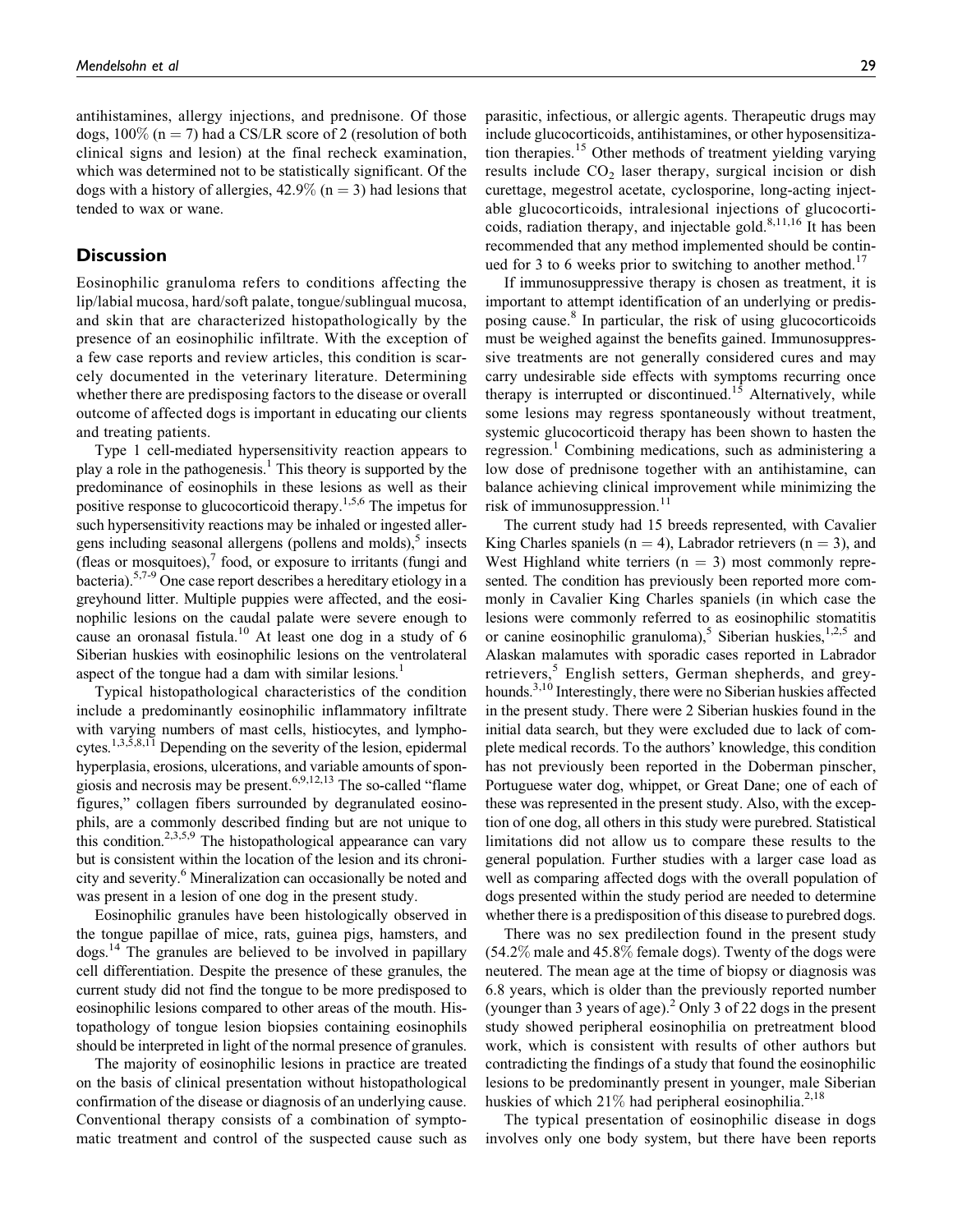antihistamines, allergy injections, and prednisone. Of those dogs, 100% (n = 7) had a CS/LR score of 2 (resolution of both clinical signs and lesion) at the final recheck examination, which was determined not to be statistically significant. Of the dogs with a history of allergies, 42.9% (n = 3) had lesions that tended to wax or wane.

## Discussion

Eosinophilic granuloma refers to conditions affecting the lip/labial mucosa, hard/soft palate, tongue/sublingual mucosa, and skin that are characterized histopathologically by the presence of an eosinophilic infiltrate. With the exception of a few case reports and review articles, this condition is scarcely documented in the veterinary literature. Determining whether there are predisposing factors to the disease or overall outcome of affected dogs is important in educating our clients and treating patients.

Type 1 cell-mediated hypersensitivity reaction appears to play a role in the pathogenesis.[1] This theory is supported by the predominance of eosinophils in these lesions as well as their positive response to glucocorticoid therapy.[1,5,6] The impetus for such hypersensitivity reactions may be inhaled or ingested allergens including seasonal allergens (pollens and molds),[5] insects (fleas or mosquitoes),[7] food, or exposure to irritants (fungi and bacteria).[5,7-9] One case report describes a hereditary etiology in a greyhound litter. Multiple puppies were affected, and the eosinophilic lesions on the caudal palate were severe enough to cause an oronasal fistula.[10] At least one dog in a study of 6 Siberian huskies with eosinophilic lesions on the ventrolateral aspect of the tongue had a dam with similar lesions.[1]

Typical histopathological characteristics of the condition include a predominantly eosinophilic inflammatory infiltrate with varying numbers of mast cells, histiocytes, and lymphocytes.[1,3,5,8,11] Depending on the severity of the lesion, epidermal hyperplasia, erosions, ulcerations, and variable amounts of spongiosis and necrosis may be present.[6,9,12,13] The so-called "flame figures," collagen fibers surrounded by degranulated eosinophils, are a commonly described finding but are not unique to this condition.[2,3,5,9] The histopathological appearance can vary but is consistent within the location of the lesion and its chronicity and severity.[6] Mineralization can occasionally be noted and was present in a lesion of one dog in the present study.

Eosinophilic granules have been histologically observed in the tongue papillae of mice, rats, guinea pigs, hamsters, and dogs.[14] The granules are believed to be involved in papillary cell differentiation. Despite the presence of these granules, the current study did not find the tongue to be more predisposed to eosinophilic lesions compared to other areas of the mouth. Histopathology of tongue lesion biopsies containing eosinophils should be interpreted in light of the normal presence of granules.

The majority of eosinophilic lesions in practice are treated on the basis of clinical presentation without histopathological confirmation of the disease or diagnosis of an underlying cause. Conventional therapy consists of a combination of symptomatic treatment and control of the suspected cause such as parasitic, infectious, or allergic agents. Therapeutic drugs may include glucocorticoids, antihistamines, or other hyposensitization therapies.[15] Other methods of treatment yielding varying results include $CO_2$ laser therapy, surgical incision or dish curettage, megestrol acetate, cyclosporine, long-acting injectable glucocorticoids, intralesional injections of glucocorticoids, radiation therapy, and injectable gold.[8,11,16] It has been recommended that any method implemented should be continued for 3 to 6 weeks prior to switching to another method.[17]

If immunosuppressive therapy is chosen as treatment, it is important to attempt identification of an underlying or predisposing cause.[8] In particular, the risk of using glucocorticoids must be weighed against the benefits gained. Immunosuppressive treatments are not generally considered cures and may carry undesirable side effects with symptoms recurring once therapy is interrupted or discontinued.[15] Alternatively, while some lesions may regress spontaneously without treatment, systemic glucocorticoid therapy has been shown to hasten the regression.[1] Combining medications, such as administering a low dose of prednisone together with an antihistamine, can balance achieving clinical improvement while minimizing the risk of immunosuppression.[11]

The current study had 15 breeds represented, with Cavalier King Charles spaniels (n = 4), Labrador retrievers (n = 3), and West Highland white terriers (n = 3) most commonly represented. The condition has previously been reported more commonly in Cavalier King Charles spaniels (in which case the lesions were commonly referred to as eosinophilic stomatitis or canine eosinophilic granuloma),[5] Siberian huskies,[1,2,5] and Alaskan malamutes with sporadic cases reported in Labrador retrievers,[5] English setters, German shepherds, and greyhounds.[3,10] Interestingly, there were no Siberian huskies affected in the present study. There were 2 Siberian huskies found in the initial data search, but they were excluded due to lack of complete medical records. To the authors' knowledge, this condition has not previously been reported in the Doberman pinscher, Portuguese water dog, whippet, or Great Dane; one of each of these was represented in the present study. Also, with the exception of one dog, all others in this study were purebred. Statistical limitations did not allow us to compare these results to the general population. Further studies with a larger case load as well as comparing affected dogs with the overall population of dogs presented within the study period are needed to determine whether there is a predisposition of this disease to purebred dogs.

There was no sex predilection found in the present study (54.2% male and 45.8% female dogs). Twenty of the dogs were neutered. The mean age at the time of biopsy or diagnosis was 6.8 years, which is older than the previously reported number (younger than 3 years of age).[2] Only 3 of 22 dogs in the present study showed peripheral eosinophilia on pretreatment blood work, which is consistent with results of other authors but contradicting the findings of a study that found the eosinophilic lesions to be predominantly present in younger, male Siberian huskies of which 21% had peripheral eosinophilia.[2,18]

The typical presentation of eosinophilic disease in dogs involves only one body system, but there have been reports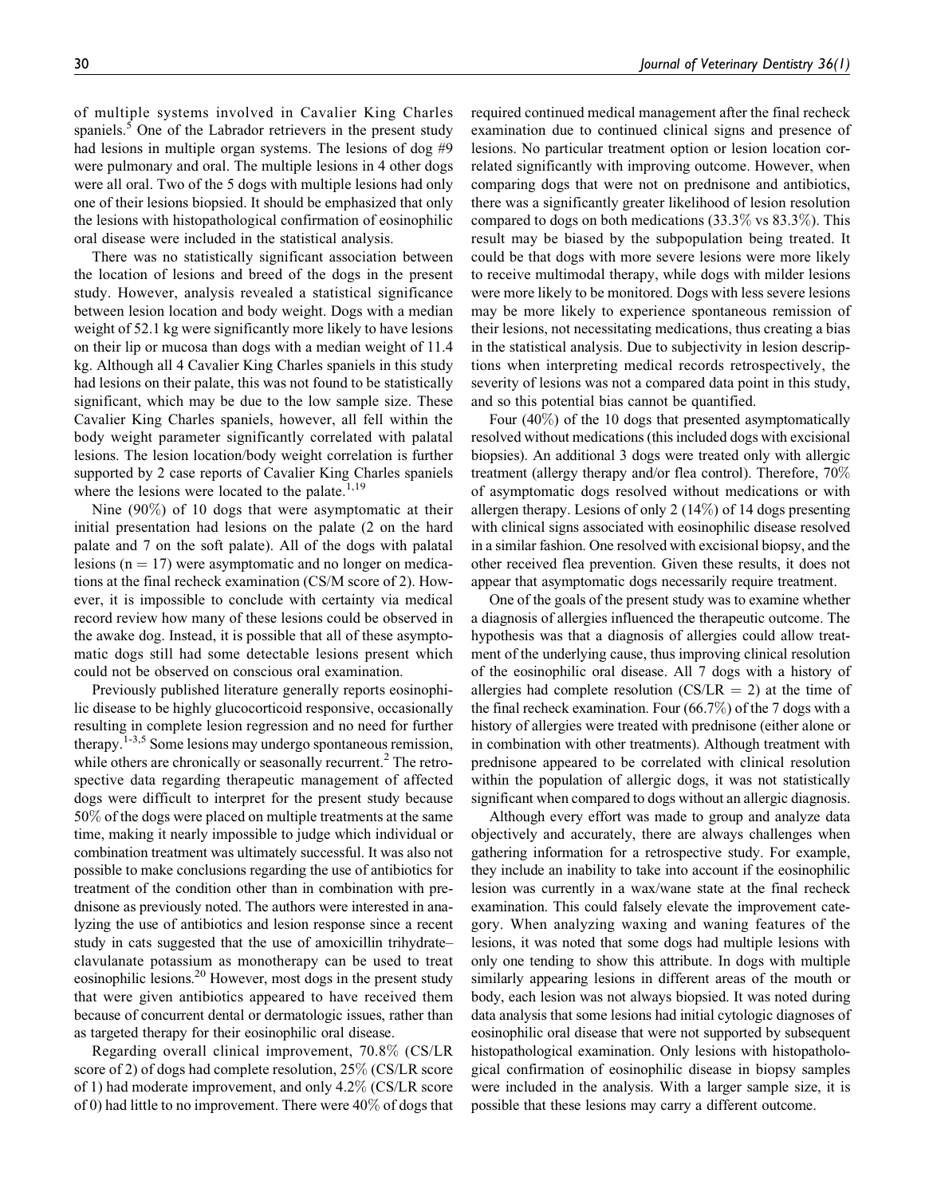of multiple systems involved in Cavalier King Charles spaniels.[5] One of the Labrador retrievers in the present study had lesions in multiple organ systems. The lesions of dog #9 were pulmonary and oral. The multiple lesions in 4 other dogs were all oral. Two of the 5 dogs with multiple lesions had only one of their lesions biopsied. It should be emphasized that only the lesions with histopathological confirmation of eosinophilic oral disease were included in the statistical analysis.

There was no statistically significant association between the location of lesions and breed of the dogs in the present study. However, analysis revealed a statistical significance between lesion location and body weight. Dogs with a median weight of 52.1 kg were significantly more likely to have lesions on their lip or mucosa than dogs with a median weight of 11.4 kg. Although all 4 Cavalier King Charles spaniels in this study had lesions on their palate, this was not found to be statistically significant, which may be due to the low sample size. These Cavalier King Charles spaniels, however, all fell within the body weight parameter significantly correlated with palatal lesions. The lesion location/body weight correlation is further supported by 2 case reports of Cavalier King Charles spaniels where the lesions were located to the palate.[1,19]

Nine (90%) of 10 dogs that were asymptomatic at their initial presentation had lesions on the palate (2 on the hard palate and 7 on the soft palate). All of the dogs with palatal lesions ($n = 17$) were asymptomatic and no longer on medications at the final recheck examination (CS/M score of 2). However, it is impossible to conclude with certainty via medical record review how many of these lesions could be observed in the awake dog. Instead, it is possible that all of these asymptomatic dogs still had some detectable lesions present which could not be observed on conscious oral examination.

Previously published literature generally reports eosinophilic disease to be highly glucocorticoid responsive, occasionally resulting in complete lesion regression and no need for further therapy.[1-3,5] Some lesions may undergo spontaneous remission, while others are chronically or seasonally recurrent.[2] The retrospective data regarding therapeutic management of affected dogs were difficult to interpret for the present study because 50% of the dogs were placed on multiple treatments at the same time, making it nearly impossible to judge which individual or combination treatment was ultimately successful. It was also not possible to make conclusions regarding the use of antibiotics for treatment of the condition other than in combination with prednisone as previously noted. The authors were interested in analyzing the use of antibiotics and lesion response since a recent study in cats suggested that the use of amoxicillin trihydrate–clavulanate potassium as monotherapy can be used to treat eosinophilic lesions.[20] However, most dogs in the present study that were given antibiotics appeared to have received them because of concurrent dental or dermatologic issues, rather than as targeted therapy for their eosinophilic oral disease.

Regarding overall clinical improvement, 70.8% (CS/LR score of 2) of dogs had complete resolution, 25% (CS/LR score of 1) had moderate improvement, and only 4.2% (CS/LR score of 0) had little to no improvement. There were 40% of dogs that required continued medical management after the final recheck examination due to continued clinical signs and presence of lesions. No particular treatment option or lesion location correlated significantly with improving outcome. However, when comparing dogs that were not on prednisone and antibiotics, there was a significantly greater likelihood of lesion resolution compared to dogs on both medications (33.3% vs 83.3%). This result may be biased by the subpopulation being treated. It could be that dogs with more severe lesions were more likely to receive multimodal therapy, while dogs with milder lesions were more likely to be monitored. Dogs with less severe lesions may be more likely to experience spontaneous remission of their lesions, not necessitating medications, thus creating a bias in the statistical analysis. Due to subjectivity in lesion descriptions when interpreting medical records retrospectively, the severity of lesions was not a compared data point in this study, and so this potential bias cannot be quantified.

Four (40%) of the 10 dogs that presented asymptomatically resolved without medications (this included dogs with excisional biopsies). An additional 3 dogs were treated only with allergic treatment (allergy therapy and/or flea control). Therefore, 70% of asymptomatic dogs resolved without medications or with allergen therapy. Lesions of only 2 (14%) of 14 dogs presenting with clinical signs associated with eosinophilic disease resolved in a similar fashion. One resolved with excisional biopsy, and the other received flea prevention. Given these results, it does not appear that asymptomatic dogs necessarily require treatment.

One of the goals of the present study was to examine whether a diagnosis of allergies influenced the therapeutic outcome. The hypothesis was that a diagnosis of allergies could allow treatment of the underlying cause, thus improving clinical resolution of the eosinophilic oral disease. All 7 dogs with a history of allergies had complete resolution (CS/LR $= 2$) at the time of the final recheck examination. Four (66.7%) of the 7 dogs with a history of allergies were treated with prednisone (either alone or in combination with other treatments). Although treatment with prednisone appeared to be correlated with clinical resolution within the population of allergic dogs, it was not statistically significant when compared to dogs without an allergic diagnosis.

Although every effort was made to group and analyze data objectively and accurately, there are always challenges when gathering information for a retrospective study. For example, they include an inability to take into account if the eosinophilic lesion was currently in a wax/wane state at the final recheck examination. This could falsely elevate the improvement category. When analyzing waxing and waning features of the lesions, it was noted that some dogs had multiple lesions with only one tending to show this attribute. In dogs with multiple similarly appearing lesions in different areas of the mouth or body, each lesion was not always biopsied. It was noted during data analysis that some lesions had initial cytologic diagnoses of eosinophilic oral disease that were not supported by subsequent histopathological examination. Only lesions with histopathological confirmation of eosinophilic disease in biopsy samples were included in the analysis. With a larger sample size, it is possible that these lesions may carry a different outcome.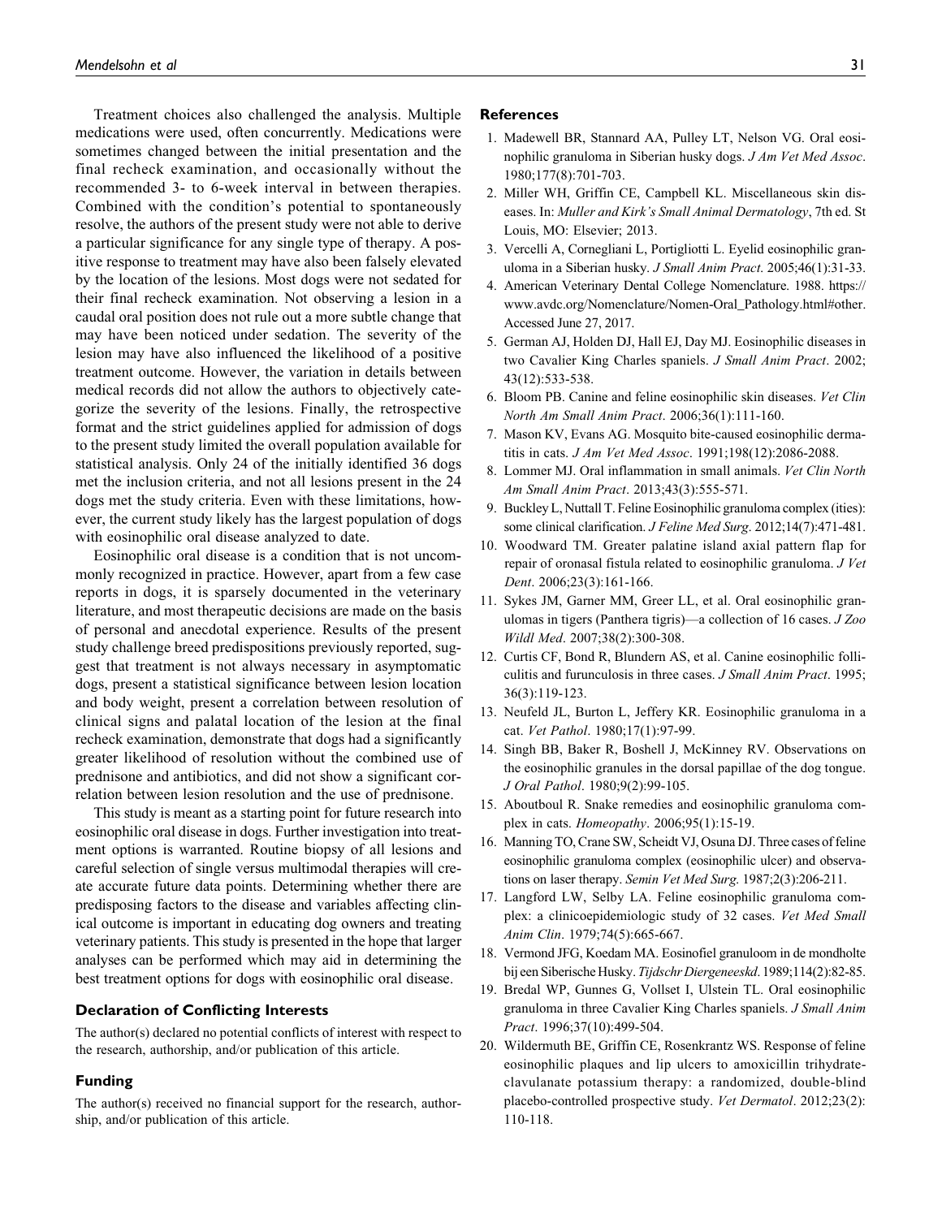Treatment choices also challenged the analysis. Multiple medications were used, often concurrently. Medications were sometimes changed between the initial presentation and the final recheck examination, and occasionally without the recommended 3- to 6-week interval in between therapies. Combined with the condition's potential to spontaneously resolve, the authors of the present study were not able to derive a particular significance for any single type of therapy. A positive response to treatment may have also been falsely elevated by the location of the lesions. Most dogs were not sedated for their final recheck examination. Not observing a lesion in a caudal oral position does not rule out a more subtle change that may have been noticed under sedation. The severity of the lesion may have also influenced the likelihood of a positive treatment outcome. However, the variation in details between medical records did not allow the authors to objectively categorize the severity of the lesions. Finally, the retrospective format and the strict guidelines applied for admission of dogs to the present study limited the overall population available for statistical analysis. Only 24 of the initially identified 36 dogs met the inclusion criteria, and not all lesions present in the 24 dogs met the study criteria. Even with these limitations, however, the current study likely has the largest population of dogs with eosinophilic oral disease analyzed to date.

Eosinophilic oral disease is a condition that is not uncommonly recognized in practice. However, apart from a few case reports in dogs, it is sparsely documented in the veterinary literature, and most therapeutic decisions are made on the basis of personal and anecdotal experience. Results of the present study challenge breed predispositions previously reported, suggest that treatment is not always necessary in asymptomatic dogs, present a statistical significance between lesion location and body weight, present a correlation between resolution of clinical signs and palatal location of the lesion at the final recheck examination, demonstrate that dogs had a significantly greater likelihood of resolution without the combined use of prednisone and antibiotics, and did not show a significant correlation between lesion resolution and the use of prednisone.

This study is meant as a starting point for future research into eosinophilic oral disease in dogs. Further investigation into treatment options is warranted. Routine biopsy of all lesions and careful selection of single versus multimodal therapies will create accurate future data points. Determining whether there are predisposing factors to the disease and variables affecting clinical outcome is important in educating dog owners and treating veterinary patients. This study is presented in the hope that larger analyses can be performed which may aid in determining the best treatment options for dogs with eosinophilic oral disease.

### Declaration of Conflicting Interests

The author(s) declared no potential conflicts of interest with respect to the research, authorship, and/or publication of this article.

### Funding

The author(s) received no financial support for the research, authorship, and/or publication of this article.

### References

1. Madewell BR, Stannard AA, Pulley LT, Nelson VG. Oral eosinophilic granuloma in Siberian husky dogs. *J Am Vet Med Assoc*. 1980;177(8):701-703.
2. Miller WH, Griffin CE, Campbell KL. Miscellaneous skin diseases. In: *Muller and Kirk's Small Animal Dermatology*, 7th ed. St Louis, MO: Elsevier; 2013.
3. Vercelli A, Cornegliani L, Portigliotti L. Eyelid eosinophilic granuloma in a Siberian husky. *J Small Anim Pract*. 2005;46(1):31-33.
4. American Veterinary Dental College Nomenclature. 1988. https://www.avdc.org/Nomenclature/Nomen-Oral_Pathology.html#other. Accessed June 27, 2017.
5. German AJ, Holden DJ, Hall EJ, Day MJ. Eosinophilic diseases in two Cavalier King Charles spaniels. *J Small Anim Pract*. 2002; 43(12):533-538.
6. Bloom PB. Canine and feline eosinophilic skin diseases. *Vet Clin North Am Small Anim Pract*. 2006;36(1):111-160.
7. Mason KV, Evans AG. Mosquito bite-caused eosinophilic dermatitis in cats. *J Am Vet Med Assoc*. 1991;198(12):2086-2088.
8. Lommer MJ. Oral inflammation in small animals. *Vet Clin North Am Small Anim Pract*. 2013;43(3):555-571.
9. Buckley L, Nuttall T. Feline Eosinophilic granuloma complex (ities): some clinical clarification. *J Feline Med Surg*. 2012;14(7):471-481.
10. Woodward TM. Greater palatine island axial pattern flap for repair of oronasal fistula related to eosinophilic granuloma. *J Vet Dent*. 2006;23(3):161-166.
11. Sykes JM, Garner MM, Greer LL, et al. Oral eosinophilic granulomas in tigers (Panthera tigris)—a collection of 16 cases. *J Zoo Wildl Med*. 2007;38(2):300-308.
12. Curtis CF, Bond R, Blundern AS, et al. Canine eosinophilic folliculitis and furunculosis in three cases. *J Small Anim Pract*. 1995; 36(3):119-123.
13. Neufeld JL, Burton L, Jeffery KR. Eosinophilic granuloma in a cat. *Vet Pathol*. 1980;17(1):97-99.
14. Singh BB, Baker R, Boshell J, McKinney RV. Observations on the eosinophilic granules in the dorsal papillae of the dog tongue. *J Oral Pathol*. 1980;9(2):99-105.
15. Aboutboul R. Snake remedies and eosinophilic granuloma complex in cats. *Homeopathy*. 2006;95(1):15-19.
16. Manning TO, Crane SW, Scheidt VJ, Osuna DJ. Three cases of feline eosinophilic granuloma complex (eosinophilic ulcer) and observations on laser therapy. *Semin Vet Med Surg*. 1987;2(3):206-211.
17. Langford LW, Selby LA. Feline eosinophilic granuloma complex: a clinicoepidemiologic study of 32 cases. *Vet Med Small Anim Clin*. 1979;74(5):665-667.
18. Vermond JFG, Koedam MA. Eosinofiel granuloom in de mondholte bij een Siberische Husky. *Tijdschr Diergeneeskd*. 1989;114(2):82-85.
19. Bredal WP, Gunnes G, Vollset I, Ulstein TL. Oral eosinophilic granuloma in three Cavalier King Charles spaniels. *J Small Anim Pract*. 1996;37(10):499-504.
20. Wildermuth BE, Griffin CE, Rosenkrantz WS. Response of feline eosinophilic plaques and lip ulcers to amoxicillin trihydrate-clavulanate potassium therapy: a randomized, double-blind placebo-controlled prospective study. *Vet Dermatol*. 2012;23(2): 110-118.